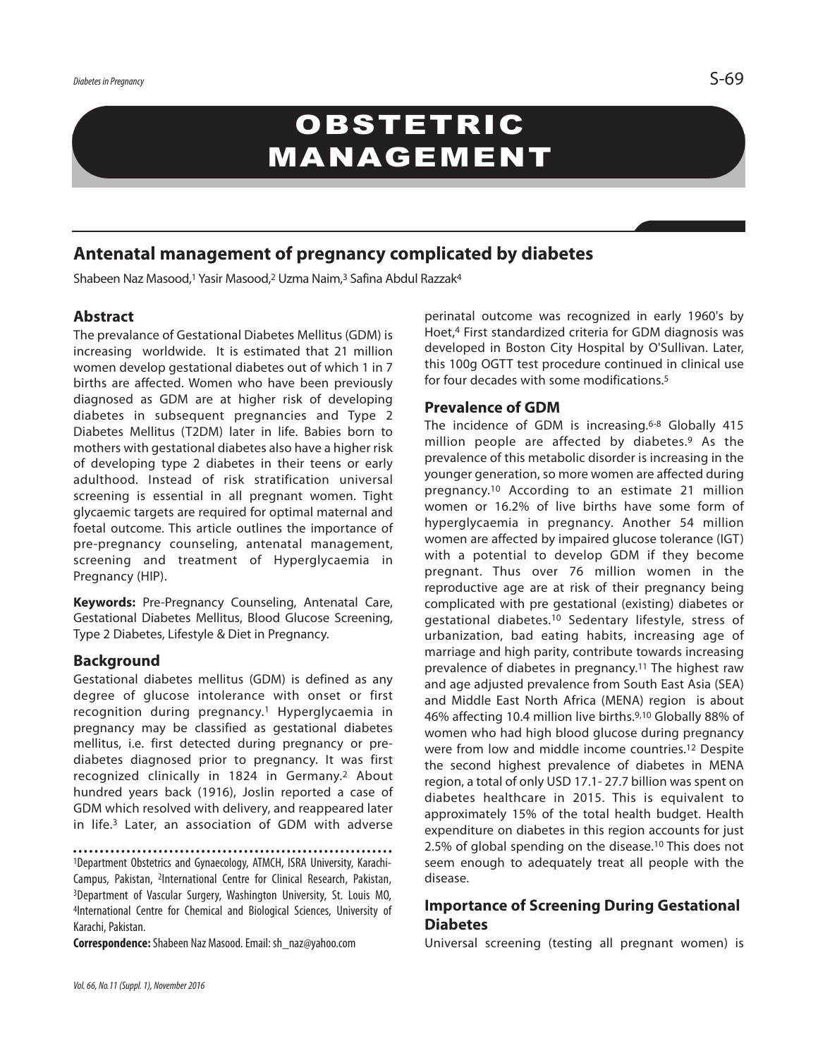# OBSTETRIC MANAGEMENT

## Antenatal management of pregnancy complicated by diabetes

Shabeen Naz Masood,[1] Yasir Masood,[2] Uzma Naim,[3] Safina Abdul Razzak[4]

### Abstract

The prevalance of Gestational Diabetes Mellitus (GDM) is increasing worldwide. It is estimated that 21 million women develop gestational diabetes out of which 1 in 7 births are affected. Women who have been previously diagnosed as GDM are at higher risk of developing diabetes in subsequent pregnancies and Type 2 Diabetes Mellitus (T2DM) later in life. Babies born to mothers with gestational diabetes also have a higher risk of developing type 2 diabetes in their teens or early adulthood. Instead of risk stratification universal screening is essential in all pregnant women. Tight glycaemic targets are required for optimal maternal and foetal outcome. This article outlines the importance of pre-pregnancy counseling, antenatal management, screening and treatment of Hyperglycaemia in Pregnancy (HIP).

**Keywords:** Pre-Pregnancy Counseling, Antenatal Care, Gestational Diabetes Mellitus, Blood Glucose Screening, Type 2 Diabetes, Lifestyle & Diet in Pregnancy.

### Background

Gestational diabetes mellitus (GDM) is defined as any degree of glucose intolerance with onset or first recognition during pregnancy.[1] Hyperglycaemia in pregnancy may be classified as gestational diabetes mellitus, i.e. first detected during pregnancy or pre-diabetes diagnosed prior to pregnancy. It was first recognized clinically in 1824 in Germany.[2] About hundred years back (1916), Joslin reported a case of GDM which resolved with delivery, and reappeared later in life.[3] Later, an association of GDM with adverse perinatal outcome was recognized in early 1960's by Hoet,[4] First standardized criteria for GDM diagnosis was developed in Boston City Hospital by O'Sullivan. Later, this 100g OGTT test procedure continued in clinical use for four decades with some modifications.[5]

### Prevalence of GDM

The incidence of GDM is increasing.[6-8] Globally 415 million people are affected by diabetes.[9] As the prevalence of this metabolic disorder is increasing in the younger generation, so more women are affected during pregnancy.[10] According to an estimate 21 million women or 16.2% of live births have some form of hyperglycaemia in pregnancy. Another 54 million women are affected by impaired glucose tolerance (IGT) with a potential to develop GDM if they become pregnant. Thus over 76 million women in the reproductive age are at risk of their pregnancy being complicated with pre gestational (existing) diabetes or gestational diabetes.[10] Sedentary lifestyle, stress of urbanization, bad eating habits, increasing age of marriage and high parity, contribute towards increasing prevalence of diabetes in pregnancy.[11] The highest raw and age adjusted prevalence from South East Asia (SEA) and Middle East North Africa (MENA) region is about 46% affecting 10.4 million live births.[9,10] Globally 88% of women who had high blood glucose during pregnancy were from low and middle income countries.[12] Despite the second highest prevalence of diabetes in MENA region, a total of only USD 17.1- 27.7 billion was spent on diabetes healthcare in 2015. This is equivalent to approximately 15% of the total health budget. Health expenditure on diabetes in this region accounts for just 2.5% of global spending on the disease.[10] This does not seem enough to adequately treat all people with the disease.

### Importance of Screening During Gestational Diabetes

Universal screening (testing all pregnant women) is

---

[1]Department Obstetrics and Gynaecology, ATMCH, ISRA University, Karachi-Campus, Pakistan, [2]International Centre for Clinical Research, Pakistan, [3]Department of Vascular Surgery, Washington University, St. Louis MO, [4]International Centre for Chemical and Biological Sciences, University of Karachi, Pakistan.

**Correspondence:** Shabeen Naz Masood. Email: sh_naz@yahoo.com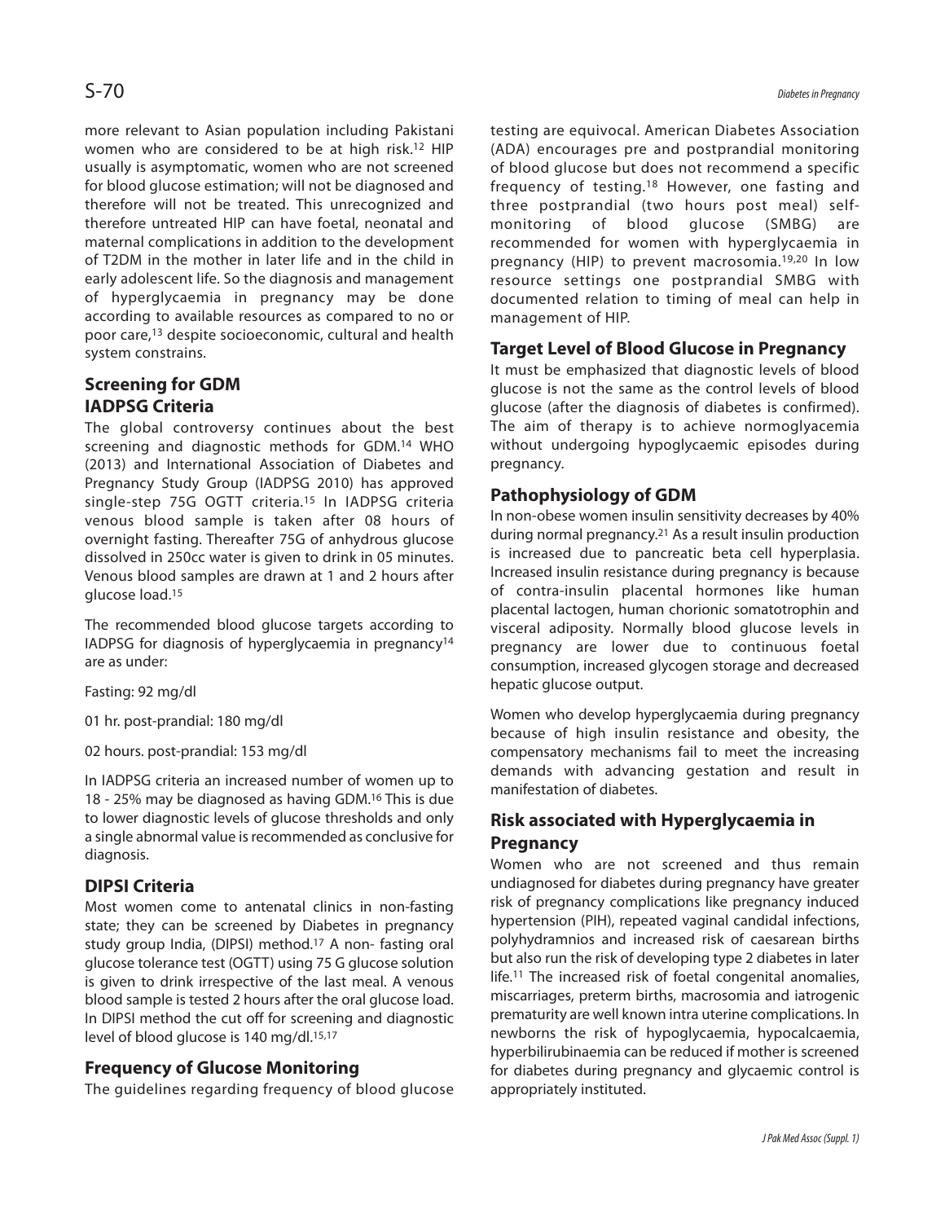more relevant to Asian population including Pakistani women who are considered to be at high risk.[12] HIP usually is asymptomatic, women who are not screened for blood glucose estimation; will not be diagnosed and therefore will not be treated. This unrecognized and therefore untreated HIP can have foetal, neonatal and maternal complications in addition to the development of T2DM in the mother in later life and in the child in early adolescent life. So the diagnosis and management of hyperglycaemia in pregnancy may be done according to available resources as compared to no or poor care,[13] despite socioeconomic, cultural and health system constrains.

## Screening for GDM

## IADPSG Criteria

The global controversy continues about the best screening and diagnostic methods for GDM.[14] WHO (2013) and International Association of Diabetes and Pregnancy Study Group (IADPSG 2010) has approved single-step 75G OGTT criteria.[15] In IADPSG criteria venous blood sample is taken after 08 hours of overnight fasting. Thereafter 75G of anhydrous glucose dissolved in 250cc water is given to drink in 05 minutes. Venous blood samples are drawn at 1 and 2 hours after glucose load.[15]

The recommended blood glucose targets according to IADPSG for diagnosis of hyperglycaemia in pregnancy[14] are as under:

Fasting: 92 mg/dl

01 hr. post-prandial: 180 mg/dl

02 hours. post-prandial: 153 mg/dl

In IADPSG criteria an increased number of women up to 18 - 25% may be diagnosed as having GDM.[16] This is due to lower diagnostic levels of glucose thresholds and only a single abnormal value is recommended as conclusive for diagnosis.

## DIPSI Criteria

Most women come to antenatal clinics in non-fasting state; they can be screened by Diabetes in pregnancy study group India, (DIPSI) method.[17] A non- fasting oral glucose tolerance test (OGTT) using 75 G glucose solution is given to drink irrespective of the last meal. A venous blood sample is tested 2 hours after the oral glucose load. In DIPSI method the cut off for screening and diagnostic level of blood glucose is 140 mg/dl.[15,17]

## Frequency of Glucose Monitoring

The guidelines regarding frequency of blood glucose testing are equivocal. American Diabetes Association (ADA) encourages pre and postprandial monitoring of blood glucose but does not recommend a specific frequency of testing.[18] However, one fasting and three postprandial (two hours post meal) self-monitoring of blood glucose (SMBG) are recommended for women with hyperglycaemia in pregnancy (HIP) to prevent macrosomia.[19,20] In low resource settings one postprandial SMBG with documented relation to timing of meal can help in management of HIP.

## Target Level of Blood Glucose in Pregnancy

It must be emphasized that diagnostic levels of blood glucose is not the same as the control levels of blood glucose (after the diagnosis of diabetes is confirmed). The aim of therapy is to achieve normoglyacemia without undergoing hypoglycaemic episodes during pregnancy.

## Pathophysiology of GDM

In non-obese women insulin sensitivity decreases by 40% during normal pregnancy.[21] As a result insulin production is increased due to pancreatic beta cell hyperplasia. Increased insulin resistance during pregnancy is because of contra-insulin placental hormones like human placental lactogen, human chorionic somatotrophin and visceral adiposity. Normally blood glucose levels in pregnancy are lower due to continuous foetal consumption, increased glycogen storage and decreased hepatic glucose output.

Women who develop hyperglycaemia during pregnancy because of high insulin resistance and obesity, the compensatory mechanisms fail to meet the increasing demands with advancing gestation and result in manifestation of diabetes.

## Risk associated with Hyperglycaemia in Pregnancy

Women who are not screened and thus remain undiagnosed for diabetes during pregnancy have greater risk of pregnancy complications like pregnancy induced hypertension (PIH), repeated vaginal candidal infections, polyhydramnios and increased risk of caesarean births but also run the risk of developing type 2 diabetes in later life.[11] The increased risk of foetal congenital anomalies, miscarriages, preterm births, macrosomia and iatrogenic prematurity are well known intra uterine complications. In newborns the risk of hypoglycaemia, hypocalcaemia, hyperbilirubinaemia can be reduced if mother is screened for diabetes during pregnancy and glycaemic control is appropriately instituted.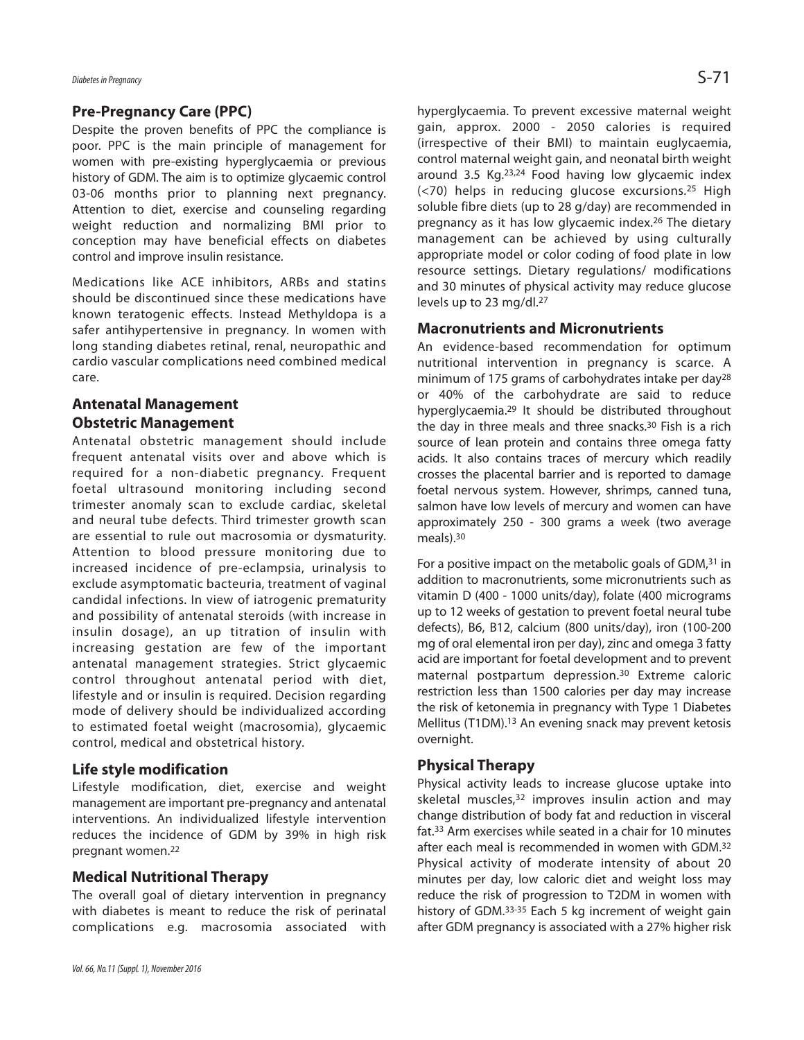## Pre-Pregnancy Care (PPC)

Despite the proven benefits of PPC the compliance is poor. PPC is the main principle of management for women with pre-existing hyperglycaemia or previous history of GDM. The aim is to optimize glycaemic control 03-06 months prior to planning next pregnancy. Attention to diet, exercise and counseling regarding weight reduction and normalizing BMI prior to conception may have beneficial effects on diabetes control and improve insulin resistance.

Medications like ACE inhibitors, ARBs and statins should be discontinued since these medications have known teratogenic effects. Instead Methyldopa is a safer antihypertensive in pregnancy. In women with long standing diabetes retinal, renal, neuropathic and cardio vascular complications need combined medical care.

## Antenatal Management

## Obstetric Management

Antenatal obstetric management should include frequent antenatal visits over and above which is required for a non-diabetic pregnancy. Frequent foetal ultrasound monitoring including second trimester anomaly scan to exclude cardiac, skeletal and neural tube defects. Third trimester growth scan are essential to rule out macrosomia or dysmaturity. Attention to blood pressure monitoring due to increased incidence of pre-eclampsia, urinalysis to exclude asymptomatic bacteuria, treatment of vaginal candidal infections. In view of iatrogenic prematurity and possibility of antenatal steroids (with increase in insulin dosage), an up titration of insulin with increasing gestation are few of the important antenatal management strategies. Strict glycaemic control throughout antenatal period with diet, lifestyle and or insulin is required. Decision regarding mode of delivery should be individualized according to estimated foetal weight (macrosomia), glycaemic control, medical and obstetrical history.

## Life style modification

Lifestyle modification, diet, exercise and weight management are important pre-pregnancy and antenatal interventions. An individualized lifestyle intervention reduces the incidence of GDM by 39% in high risk pregnant women.[22]

## Medical Nutritional Therapy

The overall goal of dietary intervention in pregnancy with diabetes is meant to reduce the risk of perinatal complications e.g. macrosomia associated with hyperglycaemia. To prevent excessive maternal weight gain, approx. 2000 - 2050 calories is required (irrespective of their BMI) to maintain euglycaemia, control maternal weight gain, and neonatal birth weight around 3.5 Kg.[23,24] Food having low glycaemic index (<70) helps in reducing glucose excursions.[25] High soluble fibre diets (up to 28 g/day) are recommended in pregnancy as it has low glycaemic index.[26] The dietary management can be achieved by using culturally appropriate model or color coding of food plate in low resource settings. Dietary regulations/ modifications and 30 minutes of physical activity may reduce glucose levels up to 23 mg/dl.[27]

## Macronutrients and Micronutrients

An evidence-based recommendation for optimum nutritional intervention in pregnancy is scarce. A minimum of 175 grams of carbohydrates intake per day[28] or 40% of the carbohydrate are said to reduce hyperglycaemia.[29] It should be distributed throughout the day in three meals and three snacks.[30] Fish is a rich source of lean protein and contains three omega fatty acids. It also contains traces of mercury which readily crosses the placental barrier and is reported to damage foetal nervous system. However, shrimps, canned tuna, salmon have low levels of mercury and women can have approximately 250 - 300 grams a week (two average meals).[30]

For a positive impact on the metabolic goals of GDM,[31] in addition to macronutrients, some micronutrients such as vitamin D (400 - 1000 units/day), folate (400 micrograms up to 12 weeks of gestation to prevent foetal neural tube defects), B6, B12, calcium (800 units/day), iron (100-200 mg of oral elemental iron per day), zinc and omega 3 fatty acid are important for foetal development and to prevent maternal postpartum depression.[30] Extreme caloric restriction less than 1500 calories per day may increase the risk of ketonemia in pregnancy with Type 1 Diabetes Mellitus (T1DM).[13] An evening snack may prevent ketosis overnight.

## Physical Therapy

Physical activity leads to increase glucose uptake into skeletal muscles,[32] improves insulin action and may change distribution of body fat and reduction in visceral fat.[33] Arm exercises while seated in a chair for 10 minutes after each meal is recommended in women with GDM.[32] Physical activity of moderate intensity of about 20 minutes per day, low caloric diet and weight loss may reduce the risk of progression to T2DM in women with history of GDM.[33-35] Each 5 kg increment of weight gain after GDM pregnancy is associated with a 27% higher risk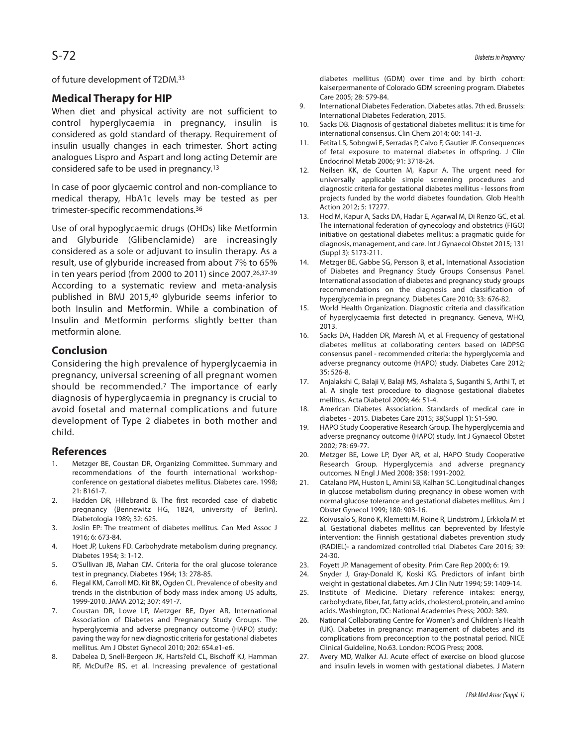of future development of T2DM.[33]

## Medical Therapy for HIP

When diet and physical activity are not sufficient to control hyperglycaemia in pregnancy, insulin is considered as gold standard of therapy. Requirement of insulin usually changes in each trimester. Short acting analogues Lispro and Aspart and long acting Detemir are considered safe to be used in pregnancy.[13]

In case of poor glycaemic control and non-compliance to medical therapy, HbA1c levels may be tested as per trimester-specific recommendations.[36]

Use of oral hypoglycaemic drugs (OHDs) like Metformin and Glyburide (Glibenclamide) are increasingly considered as a sole or adjuvant to insulin therapy. As a result, use of glyburide increased from about 7% to 65% in ten years period (from 2000 to 2011) since 2007.[26,37-39] According to a systematic review and meta-analysis published in BMJ 2015,[40] glyburide seems inferior to both Insulin and Metformin. While a combination of Insulin and Metformin performs slightly better than metformin alone.

## Conclusion

Considering the high prevalence of hyperglycaemia in pregnancy, universal screening of all pregnant women should be recommended.[7] The importance of early diagnosis of hyperglycaemia in pregnancy is crucial to avoid fosetal and maternal complications and future development of Type 2 diabetes in both mother and child.

## References

1. Metzger BE, Coustan DR, Organizing Committee. Summary and recommendations of the fourth international workshop-conference on gestational diabetes mellitus. Diabetes care. 1998; 21: B161-7.
2. Hadden DR, Hillebrand B. The first recorded case of diabetic pregnancy (Bennewitz HG, 1824, university of Berlin). Diabetologia 1989; 32: 625.
3. Joslin EP: The treatment of diabetes mellitus. Can Med Assoc J 1916; 6: 673-84.
4. Hoet JP, Lukens FD. Carbohydrate metabolism during pregnancy. Diabetes 1954; 3: 1-12.
5. O'Sullivan JB, Mahan CM. Criteria for the oral glucose tolerance test in pregnancy. Diabetes 1964; 13: 278-85.
6. Flegal KM, Carroll MD, Kit BK, Ogden CL. Prevalence of obesity and trends in the distribution of body mass index among US adults, 1999-2010. JAMA 2012; 307: 491-7.
7. Coustan DR, Lowe LP, Metzger BE, Dyer AR, International Association of Diabetes and Pregnancy Study Groups. The hyperglycemia and adverse pregnancy outcome (HAPO) study: paving the way for new diagnostic criteria for gestational diabetes mellitus. Am J Obstet Gynecol 2010; 202: 654.e1-e6.
8. Dabelea D, Snell-Bergeon JK, Harts?eld CL, Bischoff KJ, Hamman RF, McDuf?e RS, et al. Increasing prevalence of gestational diabetes mellitus (GDM) over time and by birth cohort: kaiserpermanente of Colorado GDM screening program. Diabetes Care 2005; 28: 579-84.
9. International Diabetes Federation. Diabetes atlas. 7th ed. Brussels: International Diabetes Federation, 2015.
10. Sacks DB. Diagnosis of gestational diabetes mellitus: it is time for international consensus. Clin Chem 2014; 60: 141-3.
11. Fetita LS, Sobngwi E, Serradas P, Calvo F, Gautier JF. Consequences of fetal exposure to maternal diabetes in offspring. J Clin Endocrinol Metab 2006; 91: 3718-24.
12. Neilsen KK, de Courten M, Kapur A. The urgent need for universally applicable simple screening procedures and diagnostic criteria for gestational diabetes mellitus - lessons from projects funded by the world diabetes foundation. Glob Health Action 2012; 5: 17277.
13. Hod M, Kapur A, Sacks DA, Hadar E, Agarwal M, Di Renzo GC, et al. The international federation of gynecology and obstetrics (FIGO) initiative on gestational diabetes mellitus: a pragmatic guide for diagnosis, management, and care. Int J Gynaecol Obstet 2015; 131 (Suppl 3): S173-211.
14. Metzger BE, Gabbe SG, Persson B, et al., International Association of Diabetes and Pregnancy Study Groups Consensus Panel. International association of diabetes and pregnancy study groups recommendations on the diagnosis and classification of hyperglycemia in pregnancy. Diabetes Care 2010; 33: 676-82.
15. World Health Organization. Diagnostic criteria and classification of hyperglycaemia first detected in pregnancy. Geneva, WHO, 2013.
16. Sacks DA, Hadden DR, Maresh M, et al. Frequency of gestational diabetes mellitus at collaborating centers based on IADPSG consensus panel - recommended criteria: the hyperglycemia and adverse pregnancy outcome (HAPO) study. Diabetes Care 2012; 35: 526-8.
17. Anjalakshi C, Balaji V, Balaji MS, Ashalata S, Suganthi S, Arthi T, et al. A single test procedure to diagnose gestational diabetes mellitus. Acta Diabetol 2009; 46: 51-4.
18. American Diabetes Association. Standards of medical care in diabetes - 2015. Diabetes Care 2015; 38(Suppl 1): S1-S90.
19. HAPO Study Cooperative Research Group. The hyperglycemia and adverse pregnancy outcome (HAPO) study. Int J Gynaecol Obstet 2002; 78: 69-77.
20. Metzger BE, Lowe LP, Dyer AR, et al, HAPO Study Cooperative Research Group. Hyperglycemia and adverse pregnancy outcomes. N Engl J Med 2008; 358: 1991-2002.
21. Catalano PM, Huston L, Amini SB, Kalhan SC. Longitudinal changes in glucose metabolism during pregnancy in obese women with normal glucose tolerance and gestational diabetes mellitus. Am J Obstet Gynecol 1999; 180: 903-16.
22. Koivusalo S, Rönö K, Klemetti M, Roine R, Lindström J, Erkkola M et al. Gestational diabetes mellitus can beprevented by lifestyle intervention: the Finnish gestational diabetes prevention study (RADIEL)- a randomized controlled trial. Diabetes Care 2016; 39: 24-30.
23. Foyett JP. Management of obesity. Prim Care Rep 2000; 6: 19.
24. Snyder J, Gray-Donald K, Koski KG. Predictors of infant birth weight in gestational diabetes. Am J Clin Nutr 1994; 59: 1409-14.
25. Institute of Medicine. Dietary reference intakes: energy, carbohydrate, fiber, fat, fatty acids, cholesterol, protein, and amino acids. Washington, DC: National Academies Press; 2002: 389.
26. National Collaborating Centre for Women's and Children's Health (UK). Diabetes in pregnancy: management of diabetes and its complications from preconception to the postnatal period. NICE Clinical Guideline, No.63. London: RCOG Press; 2008.
27. Avery MD, Walker AJ. Acute effect of exercise on blood glucose and insulin levels in women with gestational diabetes. J Matern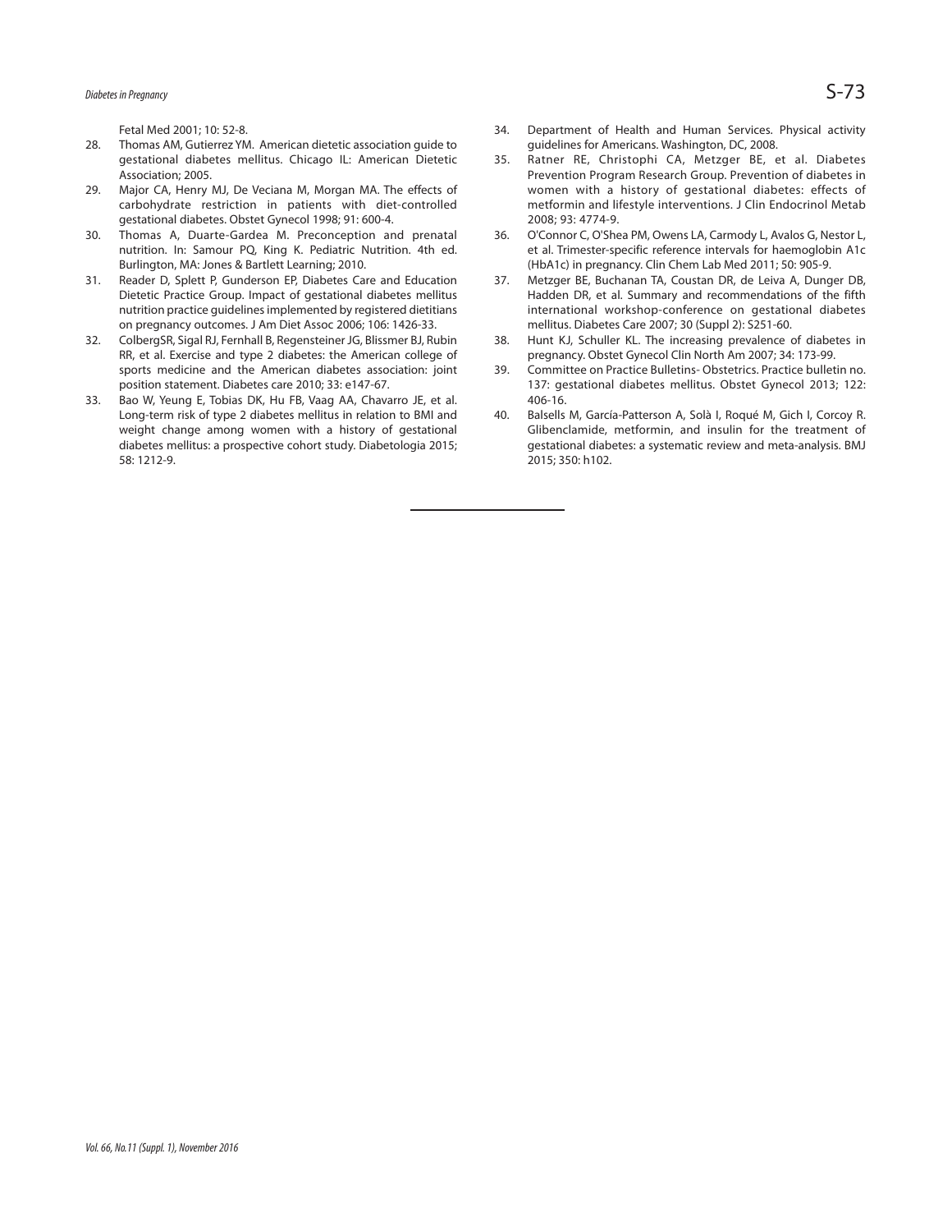Fetal Med 2001; 10: 52-8.

28. Thomas AM, Gutierrez YM. American dietetic association guide to gestational diabetes mellitus. Chicago IL: American Dietetic Association; 2005.
29. Major CA, Henry MJ, De Veciana M, Morgan MA. The effects of carbohydrate restriction in patients with diet-controlled gestational diabetes. Obstet Gynecol 1998; 91: 600-4.
30. Thomas A, Duarte-Gardea M. Preconception and prenatal nutrition. In: Samour PQ, King K. Pediatric Nutrition. 4th ed. Burlington, MA: Jones & Bartlett Learning; 2010.
31. Reader D, Splett P, Gunderson EP, Diabetes Care and Education Dietetic Practice Group. Impact of gestational diabetes mellitus nutrition practice guidelines implemented by registered dietitians on pregnancy outcomes. J Am Diet Assoc 2006; 106: 1426-33.
32. ColbergSR, Sigal RJ, Fernhall B, Regensteiner JG, Blissmer BJ, Rubin RR, et al. Exercise and type 2 diabetes: the American college of sports medicine and the American diabetes association: joint position statement. Diabetes care 2010; 33: e147-67.
33. Bao W, Yeung E, Tobias DK, Hu FB, Vaag AA, Chavarro JE, et al. Long-term risk of type 2 diabetes mellitus in relation to BMI and weight change among women with a history of gestational diabetes mellitus: a prospective cohort study. Diabetologia 2015; 58: 1212-9.
34. Department of Health and Human Services. Physical activity guidelines for Americans. Washington, DC, 2008.
35. Ratner RE, Christophi CA, Metzger BE, et al. Diabetes Prevention Program Research Group. Prevention of diabetes in women with a history of gestational diabetes: effects of metformin and lifestyle interventions. J Clin Endocrinol Metab 2008; 93: 4774-9.
36. O'Connor C, O'Shea PM, Owens LA, Carmody L, Avalos G, Nestor L, et al. Trimester-specific reference intervals for haemoglobin A1c (HbA1c) in pregnancy. Clin Chem Lab Med 2011; 50: 905-9.
37. Metzger BE, Buchanan TA, Coustan DR, de Leiva A, Dunger DB, Hadden DR, et al. Summary and recommendations of the fifth international workshop-conference on gestational diabetes mellitus. Diabetes Care 2007; 30 (Suppl 2): S251-60.
38. Hunt KJ, Schuller KL. The increasing prevalence of diabetes in pregnancy. Obstet Gynecol Clin North Am 2007; 34: 173-99.
39. Committee on Practice Bulletins- Obstetrics. Practice bulletin no. 137: gestational diabetes mellitus. Obstet Gynecol 2013; 122: 406-16.
40. Balsells M, García-Patterson A, Solà I, Roqué M, Gich I, Corcoy R. Glibenclamide, metformin, and insulin for the treatment of gestational diabetes: a systematic review and meta-analysis. BMJ 2015; 350: h102.